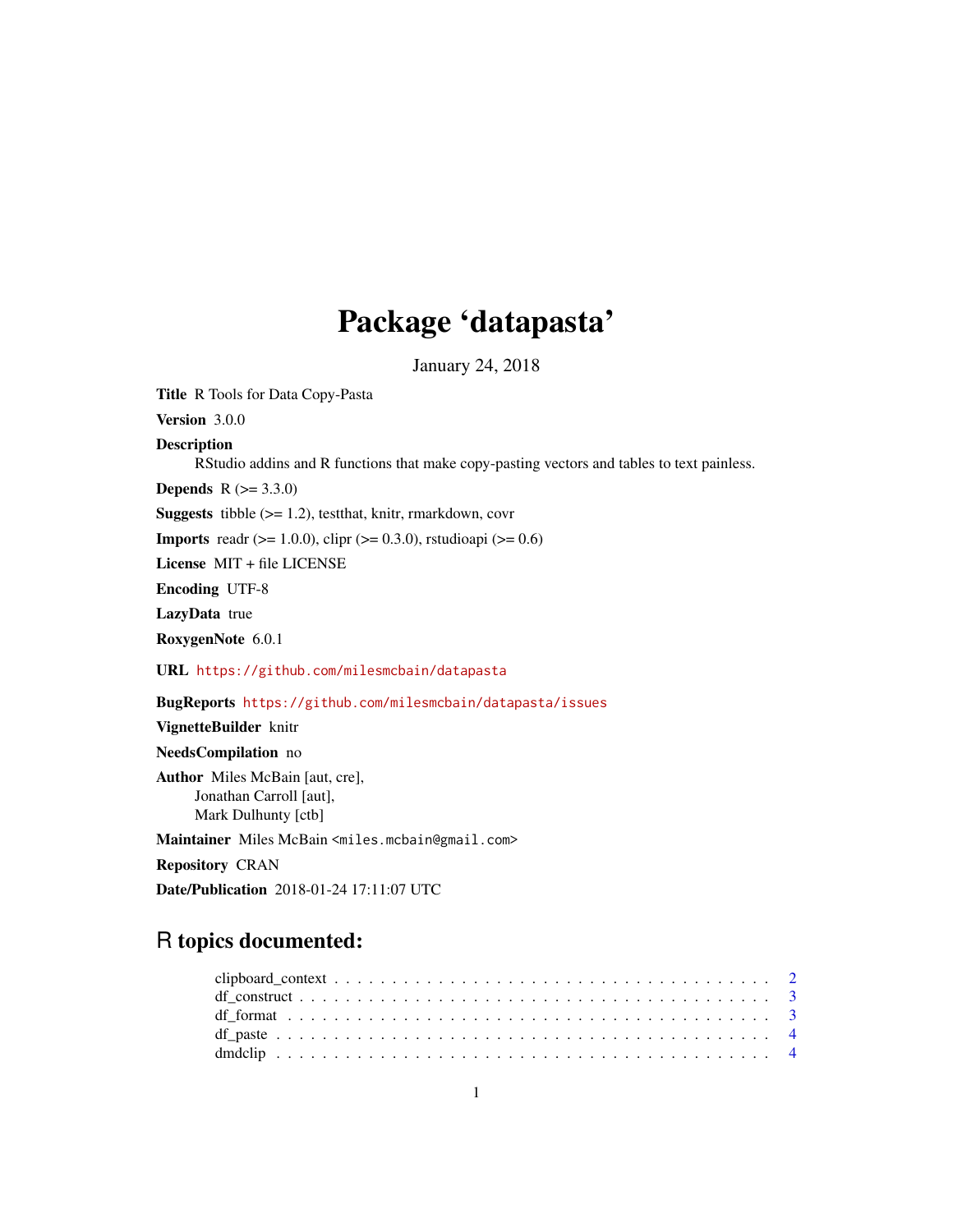# Package 'datapasta'

January 24, 2018

**Title** R Tools for Data Copy-Pasta

**Version** 3.0.0

**Description**
RStudio addins and R functions that make copy-pasting vectors and tables to text painless.

**Depends** R (>= 3.3.0)

**Suggests** tibble (>= 1.2), testthat, knitr, rmarkdown, covr

**Imports** readr (>= 1.0.0), clipr (>= 0.3.0), rstudioapi (>= 0.6)

**License** MIT + file LICENSE

**Encoding** UTF-8

**LazyData** true

**RoxygenNote** 6.0.1

**URL** https://github.com/milesmcbain/datapasta

**BugReports** https://github.com/milesmcbain/datapasta/issues

**VignetteBuilder** knitr

**NeedsCompilation** no

**Author** Miles McBain [aut, cre],
Jonathan Carroll [aut],
Mark Dulhunty [ctb]

**Maintainer** Miles McBain <miles.mcbain@gmail.com>

**Repository** CRAN

**Date/Publication** 2018-01-24 17:11:07 UTC

## R topics documented:

clipboard_context . . . . . . . . . . . . . . . . . . . . . . . . . . . . . . . . . . . 2
df_construct . . . . . . . . . . . . . . . . . . . . . . . . . . . . . . . . . . . . . . 3
df_format . . . . . . . . . . . . . . . . . . . . . . . . . . . . . . . . . . . . . . . 3
df_paste . . . . . . . . . . . . . . . . . . . . . . . . . . . . . . . . . . . . . . . . 4
dmdclip . . . . . . . . . . . . . . . . . . . . . . . . . . . . . . . . . . . . . . . . 4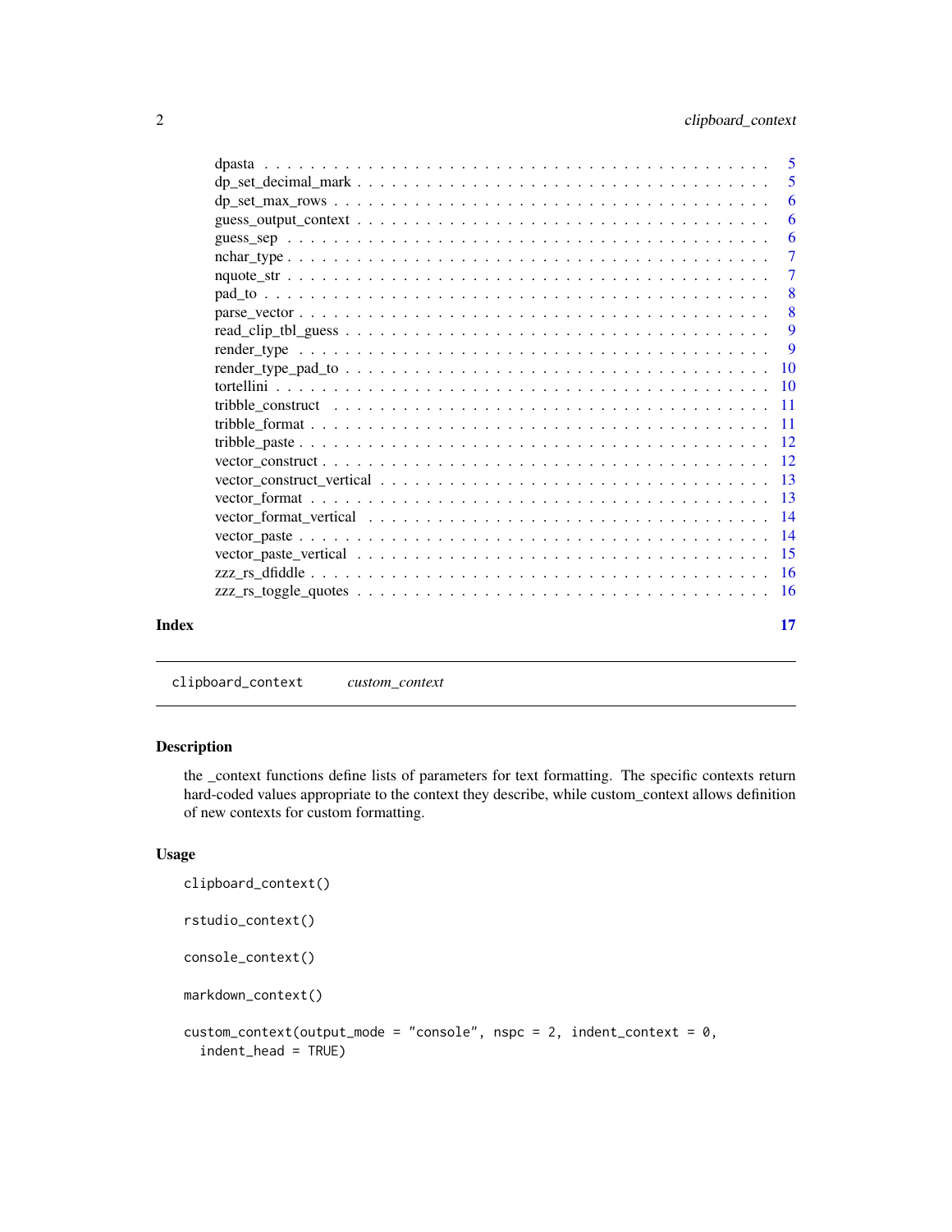| | |
|---|---|
| dpasta | 5 |
| dp_set_decimal_mark | 5 |
| dp_set_max_rows | 6 |
| guess_output_context | 6 |
| guess_sep | 6 |
| nchar_type | 7 |
| nquote_str | 7 |
| pad_to | 8 |
| parse_vector | 8 |
| read_clip_tbl_guess | 9 |
| render_type | 9 |
| render_type_pad_to | 10 |
| tortellini | 10 |
| tribble_construct | 11 |
| tribble_format | 11 |
| tribble_paste | 12 |
| vector_construct | 12 |
| vector_construct_vertical | 13 |
| vector_format | 13 |
| vector_format_vertical | 14 |
| vector_paste | 14 |
| vector_paste_vertical | 15 |
| zzz_rs_dfiddle | 16 |
| zzz_rs_toggle_quotes | 16 |

**Index** 17

---

`clipboard_context` *custom_context*

---

## Description

the _context functions define lists of parameters for text formatting. The specific contexts return hard-coded values appropriate to the context they describe, while custom_context allows definition of new contexts for custom formatting.

## Usage

```
clipboard_context()

rstudio_context()

console_context()

markdown_context()

custom_context(output_mode = "console", nspc = 2, indent_context = 0,
  indent_head = TRUE)
```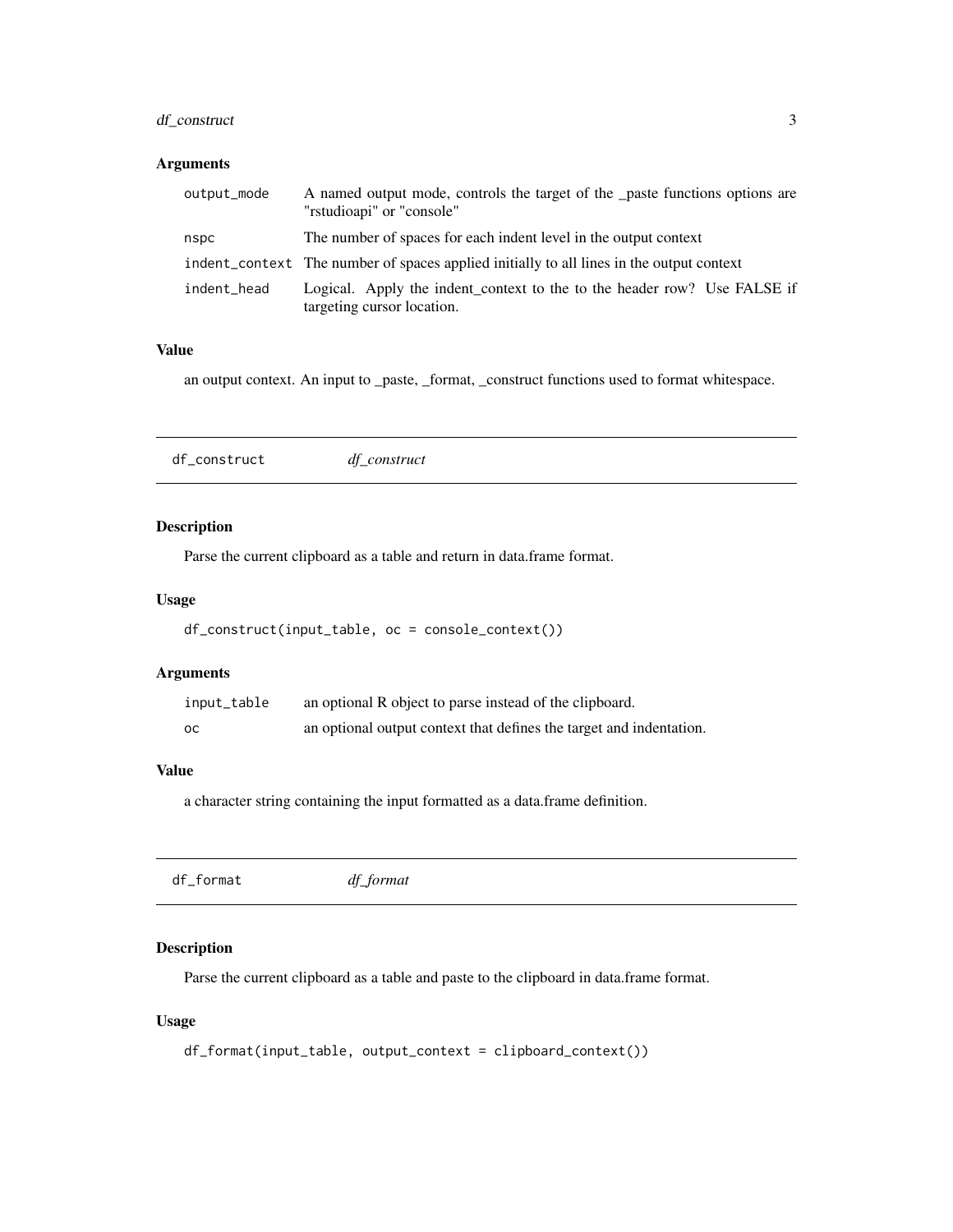### Arguments

| | |
|---|---|
| `output_mode` | A named output mode, controls the target of the _paste functions options are "rstudioapi" or "console" |
| `nspc` | The number of spaces for each indent level in the output context |
| `indent_context` | The number of spaces applied initially to all lines in the output context |
| `indent_head` | Logical. Apply the indent_context to the to the header row? Use FALSE if targeting cursor location. |

### Value

an output context. An input to _paste, _format, _construct functions used to format whitespace.

## `df_construct` *df_construct*

### Description

Parse the current clipboard as a table and return in data.frame format.

### Usage

```
df_construct(input_table, oc = console_context())
```

### Arguments

| | |
|---|---|
| `input_table` | an optional R object to parse instead of the clipboard. |
| `oc` | an optional output context that defines the target and indentation. |

### Value

a character string containing the input formatted as a data.frame definition.

## `df_format` *df_format*

### Description

Parse the current clipboard as a table and paste to the clipboard in data.frame format.

### Usage

```
df_format(input_table, output_context = clipboard_context())
```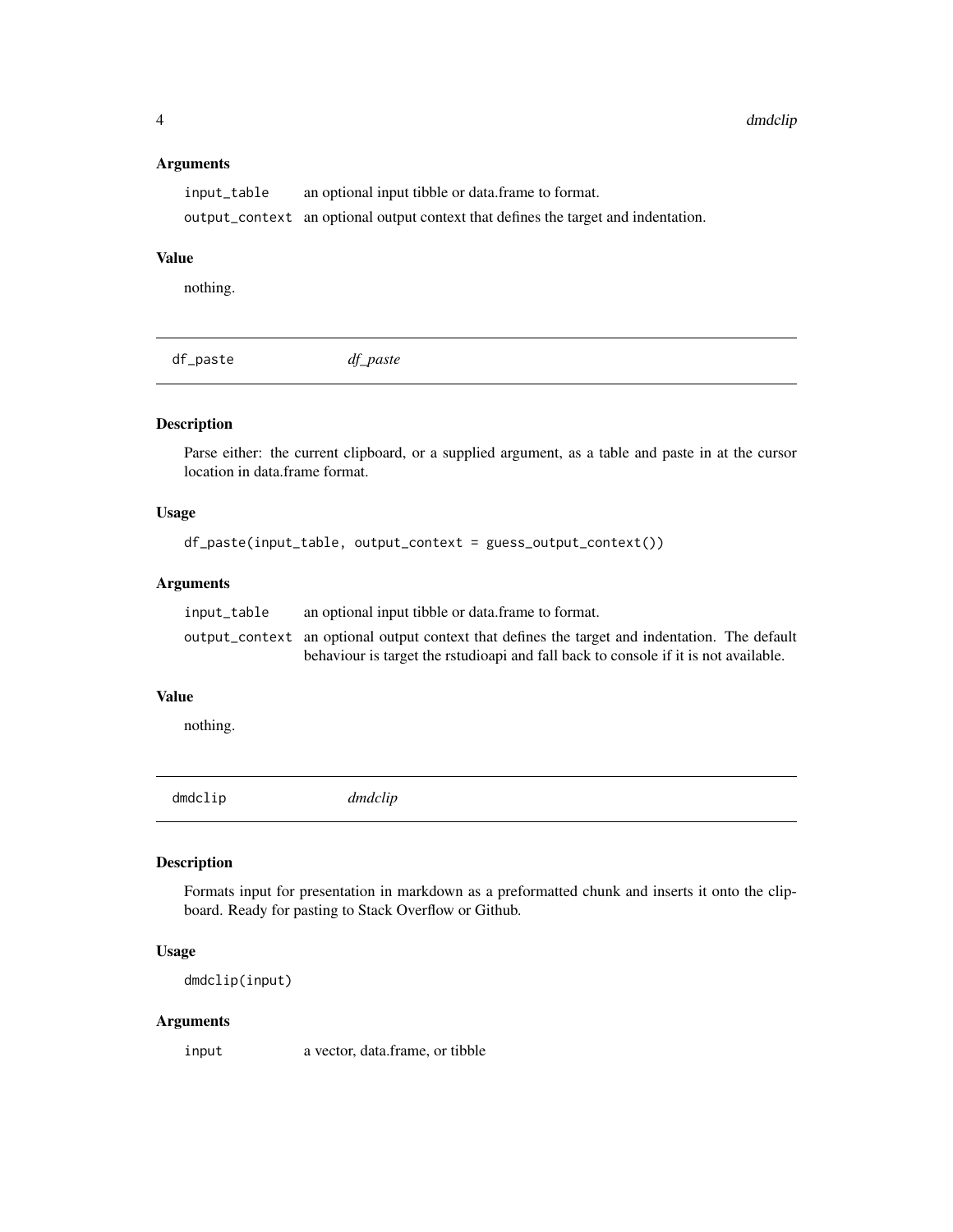### Arguments

| | |
|---|---|
| `input_table` | an optional input tibble or data.frame to format. |
| `output_context` | an optional output context that defines the target and indentation. |

### Value

nothing.

---

## df_paste — *df_paste*

---

### Description

Parse either: the current clipboard, or a supplied argument, as a table and paste in at the cursor location in data.frame format.

### Usage

```
df_paste(input_table, output_context = guess_output_context())
```

### Arguments

| | |
|---|---|
| `input_table` | an optional input tibble or data.frame to format. |
| `output_context` | an optional output context that defines the target and indentation. The default behaviour is target the rstudioapi and fall back to console if it is not available. |

### Value

nothing.

---

## dmdclip — *dmdclip*

---

### Description

Formats input for presentation in markdown as a preformatted chunk and inserts it onto the clipboard. Ready for pasting to Stack Overflow or Github.

### Usage

```
dmdclip(input)
```

### Arguments

| | |
|---|---|
| `input` | a vector, data.frame, or tibble |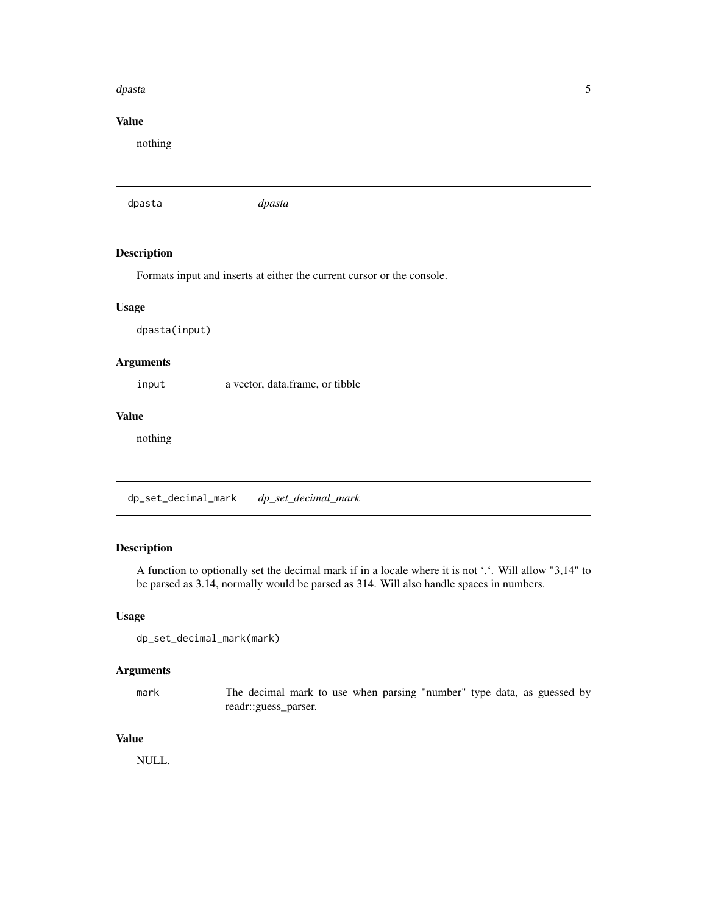### Value

nothing

---

## dpasta *dpasta*

### Description

Formats input and inserts at either the current cursor or the console.

### Usage

```
dpasta(input)
```

### Arguments

| | |
|---|---|
| `input` | a vector, data.frame, or tibble |

### Value

nothing

---

## dp_set_decimal_mark *dp_set_decimal_mark*

### Description

A function to optionally set the decimal mark if in a locale where it is not '.'. Will allow "3,14" to be parsed as 3.14, normally would be parsed as 314. Will also handle spaces in numbers.

### Usage

```
dp_set_decimal_mark(mark)
```

### Arguments

| | |
|---|---|
| `mark` | The decimal mark to use when parsing "number" type data, as guessed by readr::guess_parser. |

### Value

NULL.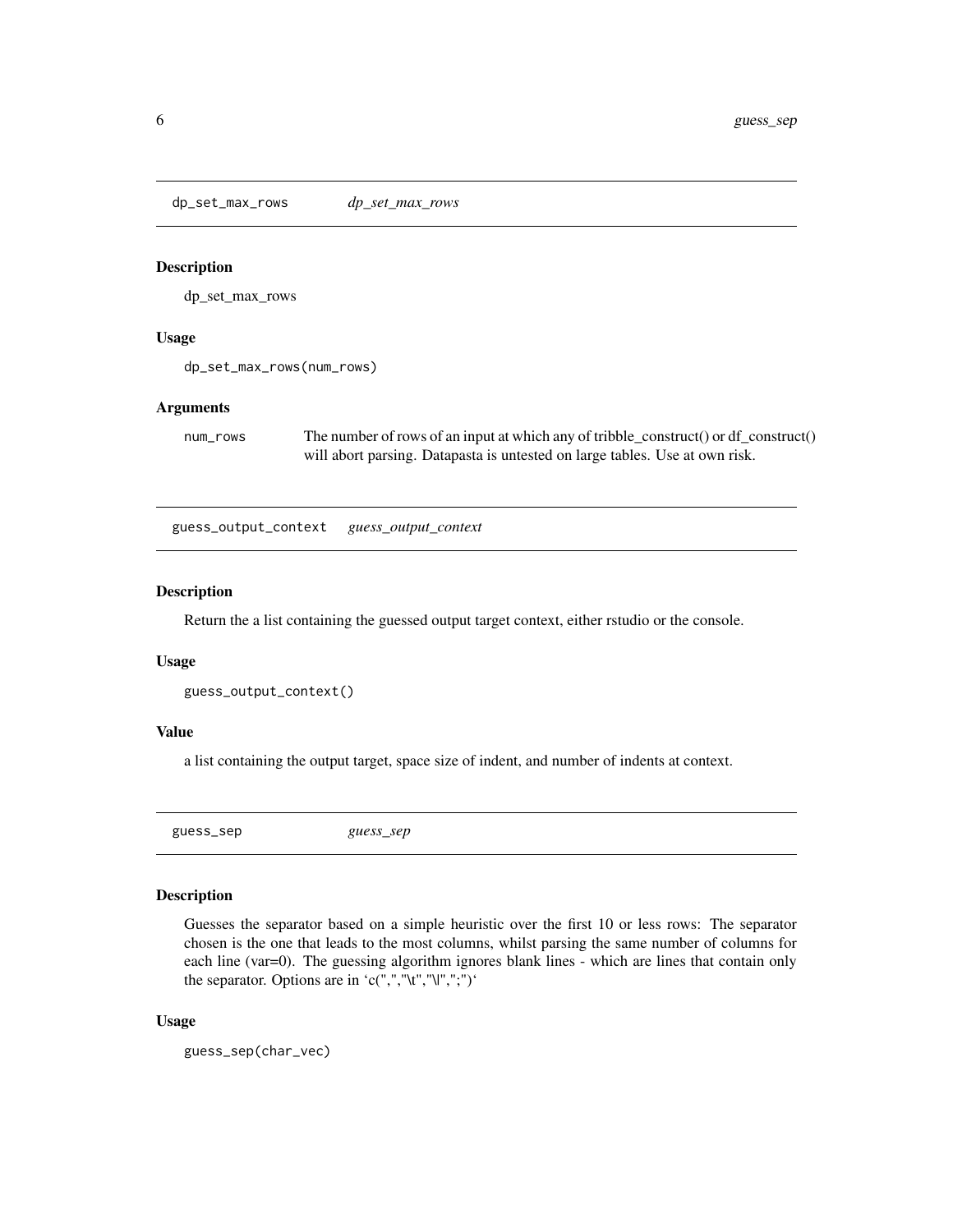## dp_set_max_rows *dp_set_max_rows*

### Description

dp_set_max_rows

### Usage

```
dp_set_max_rows(num_rows)
```

### Arguments

| | |
|---|---|
| num_rows | The number of rows of an input at which any of tribble_construct() or df_construct() will abort parsing. Datapasta is untested on large tables. Use at own risk. |

## guess_output_context *guess_output_context*

### Description

Return the a list containing the guessed output target context, either rstudio or the console.

### Usage

```
guess_output_context()
```

### Value

a list containing the output target, space size of indent, and number of indents at context.

## guess_sep *guess_sep*

### Description

Guesses the separator based on a simple heuristic over the first 10 or less rows: The separator chosen is the one that leads to the most columns, whilst parsing the same number of columns for each line (var=0). The guessing algorithm ignores blank lines - which are lines that contain only the separator. Options are in `c(",","\t","\|",";")`

### Usage

```
guess_sep(char_vec)
```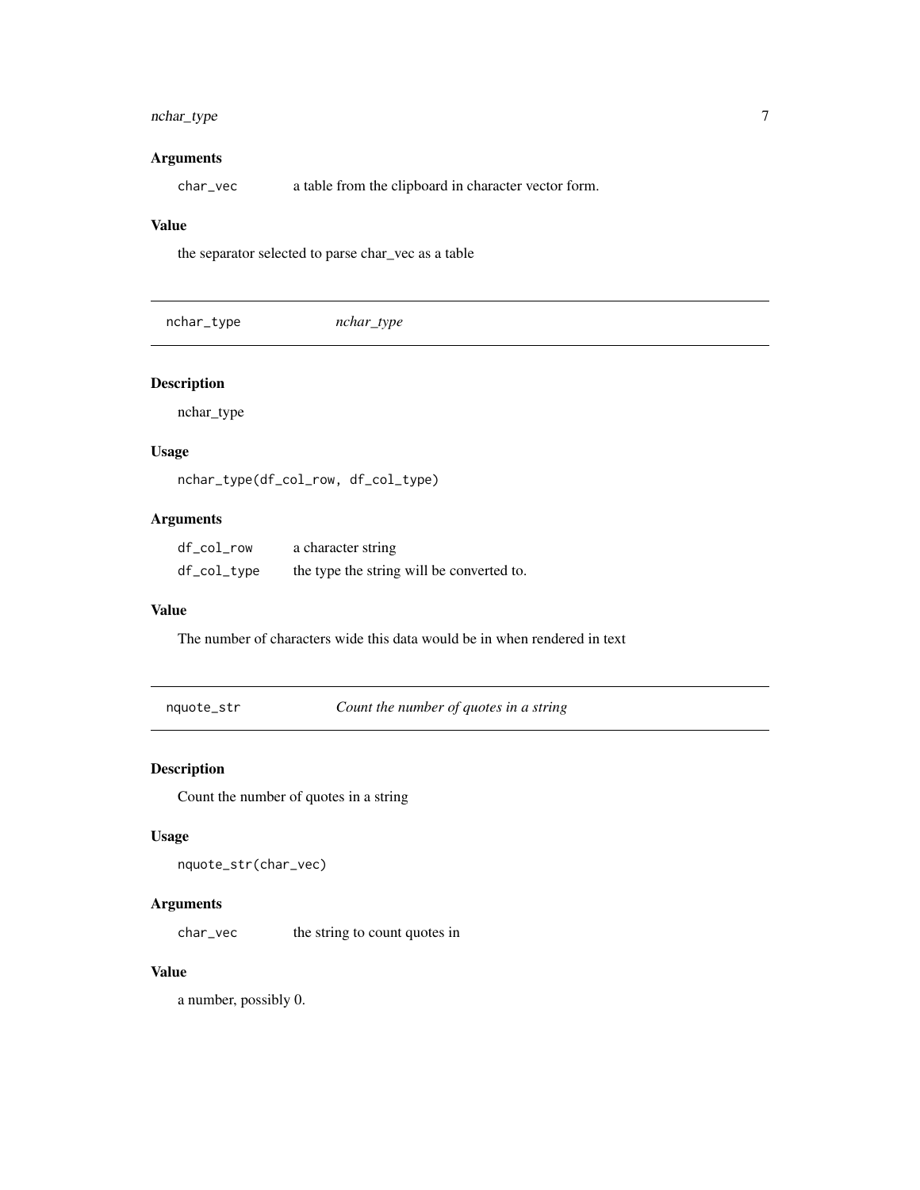## Arguments

| | |
|---|---|
| `char_vec` | a table from the clipboard in character vector form. |

## Value

the separator selected to parse char_vec as a table

---

# nchar_type — *nchar_type*

## Description

nchar_type

## Usage

```
nchar_type(df_col_row, df_col_type)
```

## Arguments

| | |
|---|---|
| `df_col_row` | a character string |
| `df_col_type` | the type the string will be converted to. |

## Value

The number of characters wide this data would be in when rendered in text

---

# nquote_str — *Count the number of quotes in a string*

## Description

Count the number of quotes in a string

## Usage

```
nquote_str(char_vec)
```

## Arguments

| | |
|---|---|
| `char_vec` | the string to count quotes in |

## Value

a number, possibly 0.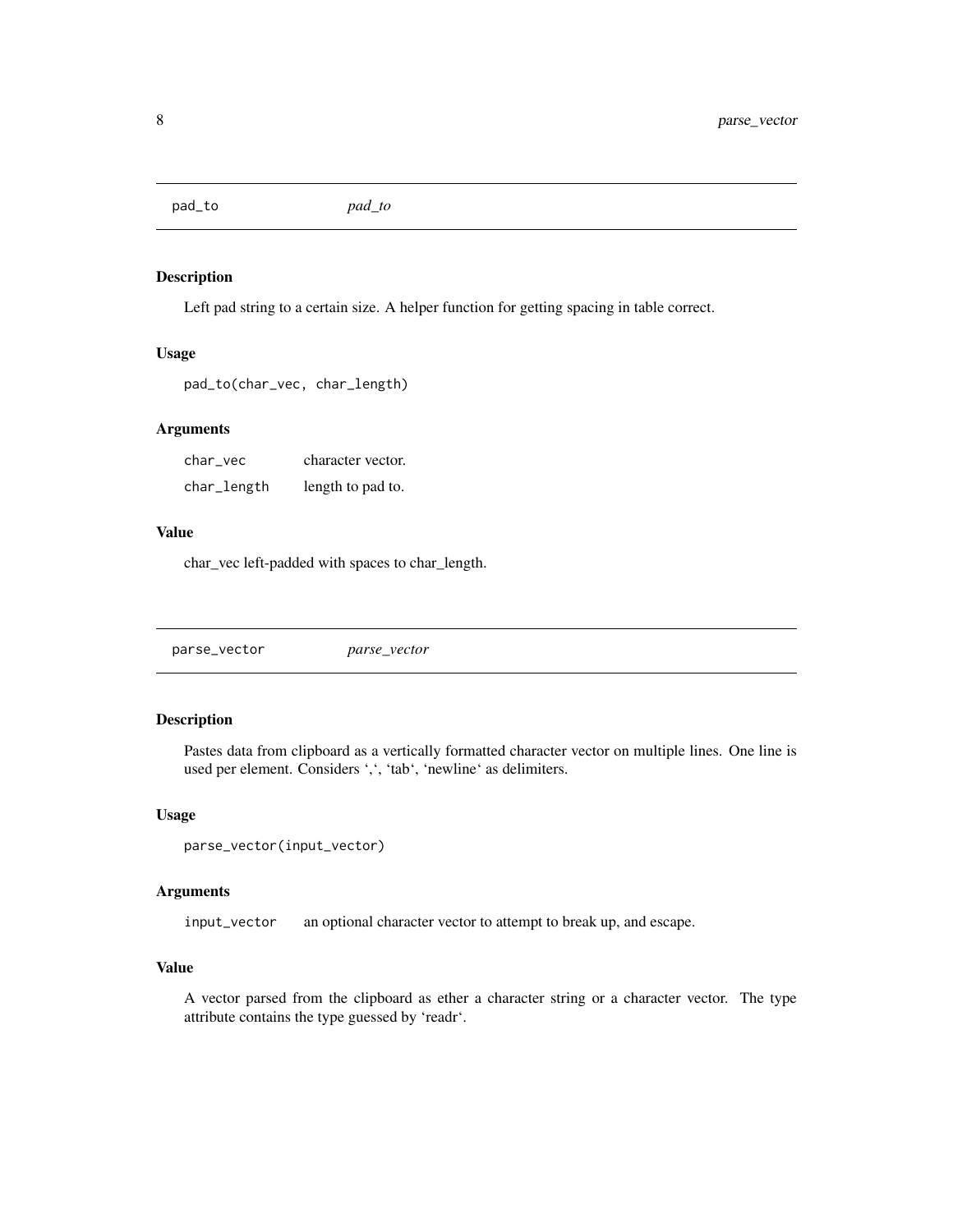## pad_to *pad_to*

### Description

Left pad string to a certain size. A helper function for getting spacing in table correct.

### Usage

```
pad_to(char_vec, char_length)
```

### Arguments

| | |
|---|---|
| `char_vec` | character vector. |
| `char_length` | length to pad to. |

### Value

char_vec left-padded with spaces to char_length.

## parse_vector *parse_vector*

### Description

Pastes data from clipboard as a vertically formatted character vector on multiple lines. One line is used per element. Considers ‘,‘, ‘tab‘, ‘newline‘ as delimiters.

### Usage

```
parse_vector(input_vector)
```

### Arguments

| | |
|---|---|
| `input_vector` | an optional character vector to attempt to break up, and escape. |

### Value

A vector parsed from the clipboard as ether a character string or a character vector. The type attribute contains the type guessed by ‘readr‘.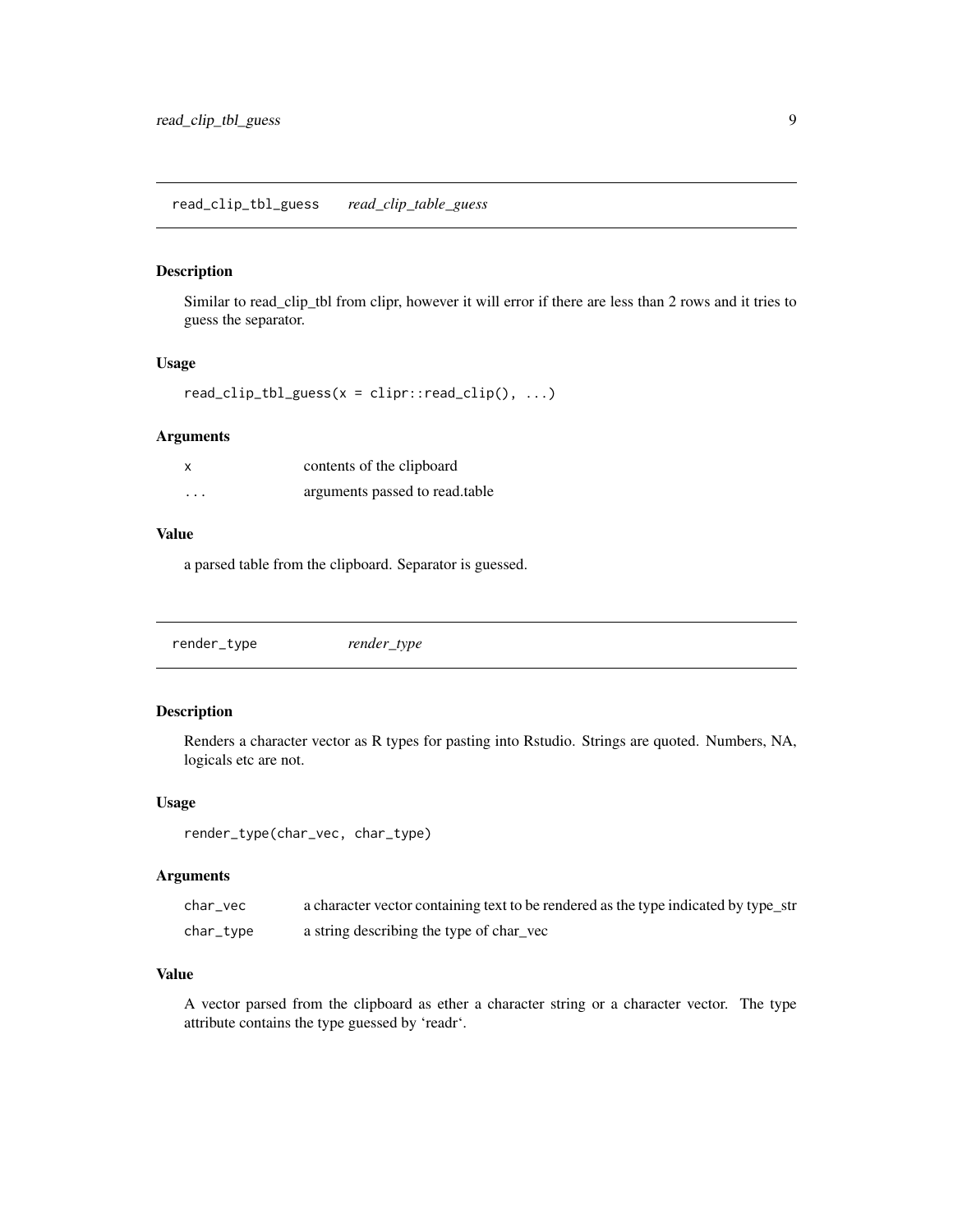## read_clip_tbl_guess    *read_clip_table_guess*

### Description

Similar to read_clip_tbl from clipr, however it will error if there are less than 2 rows and it tries to guess the separator.

### Usage

```
read_clip_tbl_guess(x = clipr::read_clip(), ...)
```

### Arguments

| | |
|---|---|
| x | contents of the clipboard |
| ... | arguments passed to read.table |

### Value

a parsed table from the clipboard. Separator is guessed.

## render_type    *render_type*

### Description

Renders a character vector as R types for pasting into Rstudio. Strings are quoted. Numbers, NA, logicals etc are not.

### Usage

```
render_type(char_vec, char_type)
```

### Arguments

| | |
|---|---|
| char_vec | a character vector containing text to be rendered as the type indicated by type_str |
| char_type | a string describing the type of char_vec |

### Value

A vector parsed from the clipboard as ether a character string or a character vector. The type attribute contains the type guessed by 'readr'.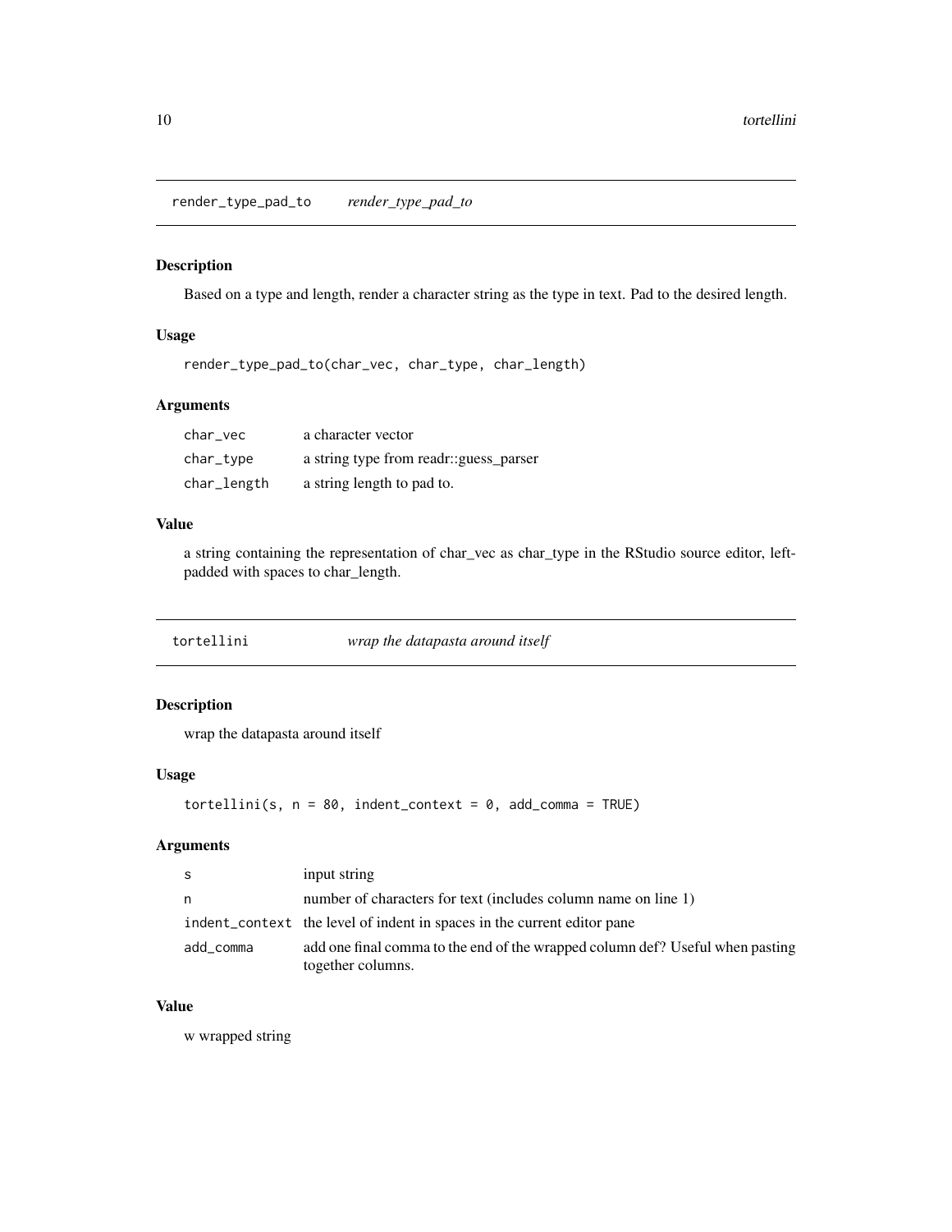## render_type_pad_to *render_type_pad_to*

### Description

Based on a type and length, render a character string as the type in text. Pad to the desired length.

### Usage

```
render_type_pad_to(char_vec, char_type, char_length)
```

### Arguments

| | |
|---|---|
| `char_vec` | a character vector |
| `char_type` | a string type from readr::guess_parser |
| `char_length` | a string length to pad to. |

### Value

a string containing the representation of char_vec as char_type in the RStudio source editor, left-padded with spaces to char_length.

## tortellini *wrap the datapasta around itself*

### Description

wrap the datapasta around itself

### Usage

```
tortellini(s, n = 80, indent_context = 0, add_comma = TRUE)
```

### Arguments

| | |
|---|---|
| `s` | input string |
| `n` | number of characters for text (includes column name on line 1) |
| `indent_context` | the level of indent in spaces in the current editor pane |
| `add_comma` | add one final comma to the end of the wrapped column def? Useful when pasting together columns. |

### Value

w wrapped string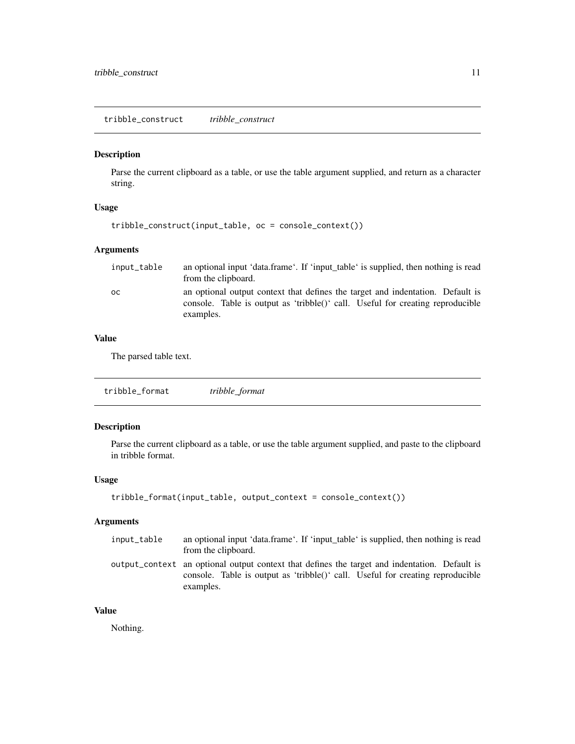## tribble_construct *tribble_construct*

### Description

Parse the current clipboard as a table, or use the table argument supplied, and return as a character string.

### Usage

```
tribble_construct(input_table, oc = console_context())
```

### Arguments

| | |
|---|---|
| input_table | an optional input 'data.frame'. If 'input_table' is supplied, then nothing is read from the clipboard. |
| oc | an optional output context that defines the target and indentation. Default is console. Table is output as 'tribble()' call. Useful for creating reproducible examples. |

### Value

The parsed table text.

## tribble_format *tribble_format*

### Description

Parse the current clipboard as a table, or use the table argument supplied, and paste to the clipboard in tribble format.

### Usage

```
tribble_format(input_table, output_context = console_context())
```

### Arguments

| | |
|---|---|
| input_table | an optional input 'data.frame'. If 'input_table' is supplied, then nothing is read from the clipboard. |
| output_context | an optional output context that defines the target and indentation. Default is console. Table is output as 'tribble()' call. Useful for creating reproducible examples. |

### Value

Nothing.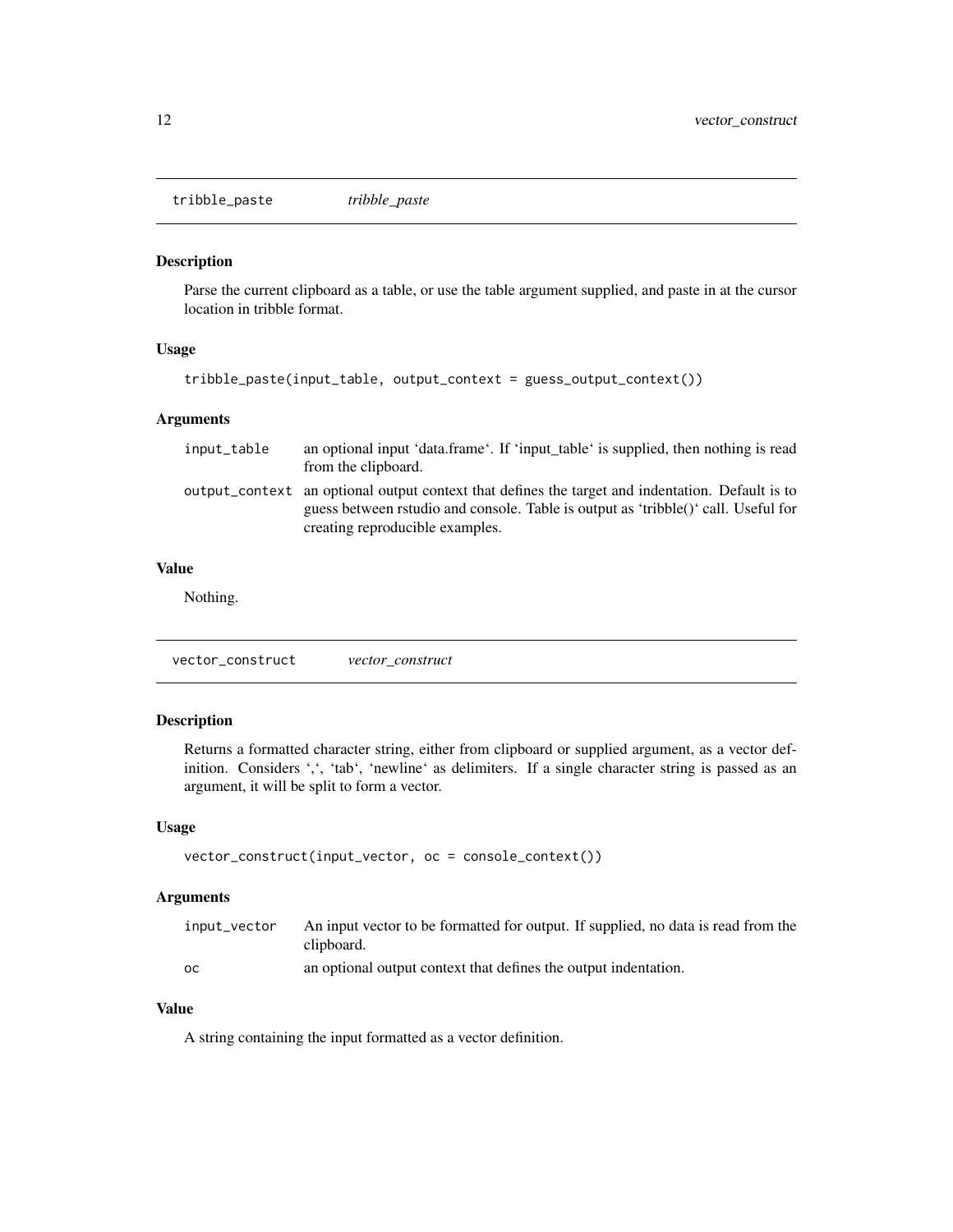## tribble_paste — *tribble_paste*

### Description

Parse the current clipboard as a table, or use the table argument supplied, and paste in at the cursor location in tribble format.

### Usage

```
tribble_paste(input_table, output_context = guess_output_context())
```

### Arguments

| | |
|---|---|
| `input_table` | an optional input ‘data.frame‘. If ‘input_table‘ is supplied, then nothing is read from the clipboard. |
| `output_context` | an optional output context that defines the target and indentation. Default is to guess between rstudio and console. Table is output as ‘tribble()‘ call. Useful for creating reproducible examples. |

### Value

Nothing.

## vector_construct — *vector_construct*

### Description

Returns a formatted character string, either from clipboard or supplied argument, as a vector definition. Considers ‘,‘, ‘tab‘, ‘newline‘ as delimiters. If a single character string is passed as an argument, it will be split to form a vector.

### Usage

```
vector_construct(input_vector, oc = console_context())
```

### Arguments

| | |
|---|---|
| `input_vector` | An input vector to be formatted for output. If supplied, no data is read from the clipboard. |
| `oc` | an optional output context that defines the output indentation. |

### Value

A string containing the input formatted as a vector definition.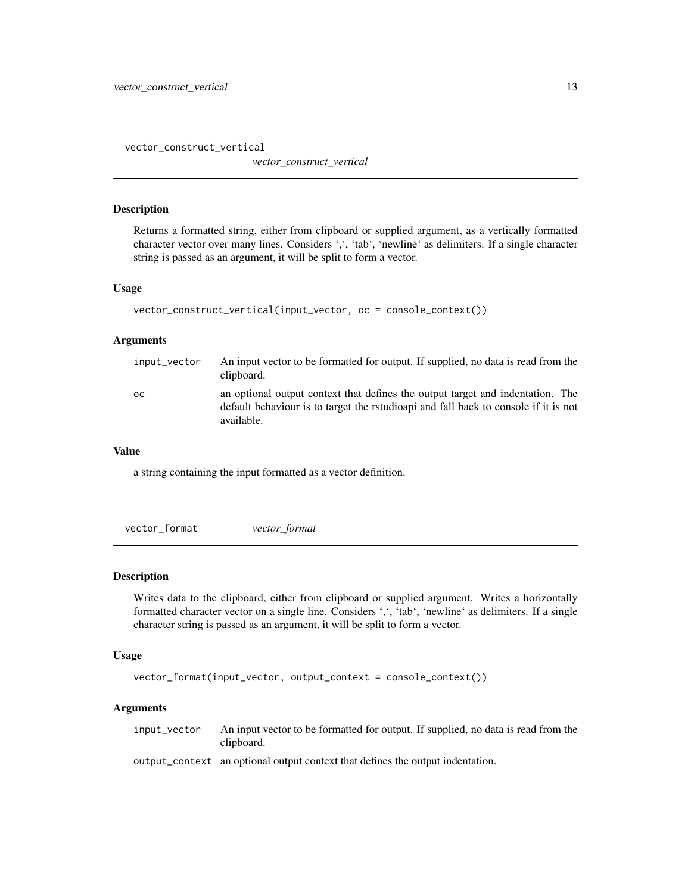## vector_construct_vertical

*vector_construct_vertical*

### Description

Returns a formatted string, either from clipboard or supplied argument, as a vertically formatted character vector over many lines. Considers ',', 'tab', 'newline' as delimiters. If a single character string is passed as an argument, it will be split to form a vector.

### Usage

```
vector_construct_vertical(input_vector, oc = console_context())
```

### Arguments

| | |
|---|---|
| `input_vector` | An input vector to be formatted for output. If supplied, no data is read from the clipboard. |
| `oc` | an optional output context that defines the output target and indentation. The default behaviour is to target the rstudioapi and fall back to console if it is not available. |

### Value

a string containing the input formatted as a vector definition.

## vector_format

*vector_format*

### Description

Writes data to the clipboard, either from clipboard or supplied argument. Writes a horizontally formatted character vector on a single line. Considers ',', 'tab', 'newline' as delimiters. If a single character string is passed as an argument, it will be split to form a vector.

### Usage

```
vector_format(input_vector, output_context = console_context())
```

### Arguments

| | |
|---|---|
| `input_vector` | An input vector to be formatted for output. If supplied, no data is read from the clipboard. |
| `output_context` | an optional output context that defines the output indentation. |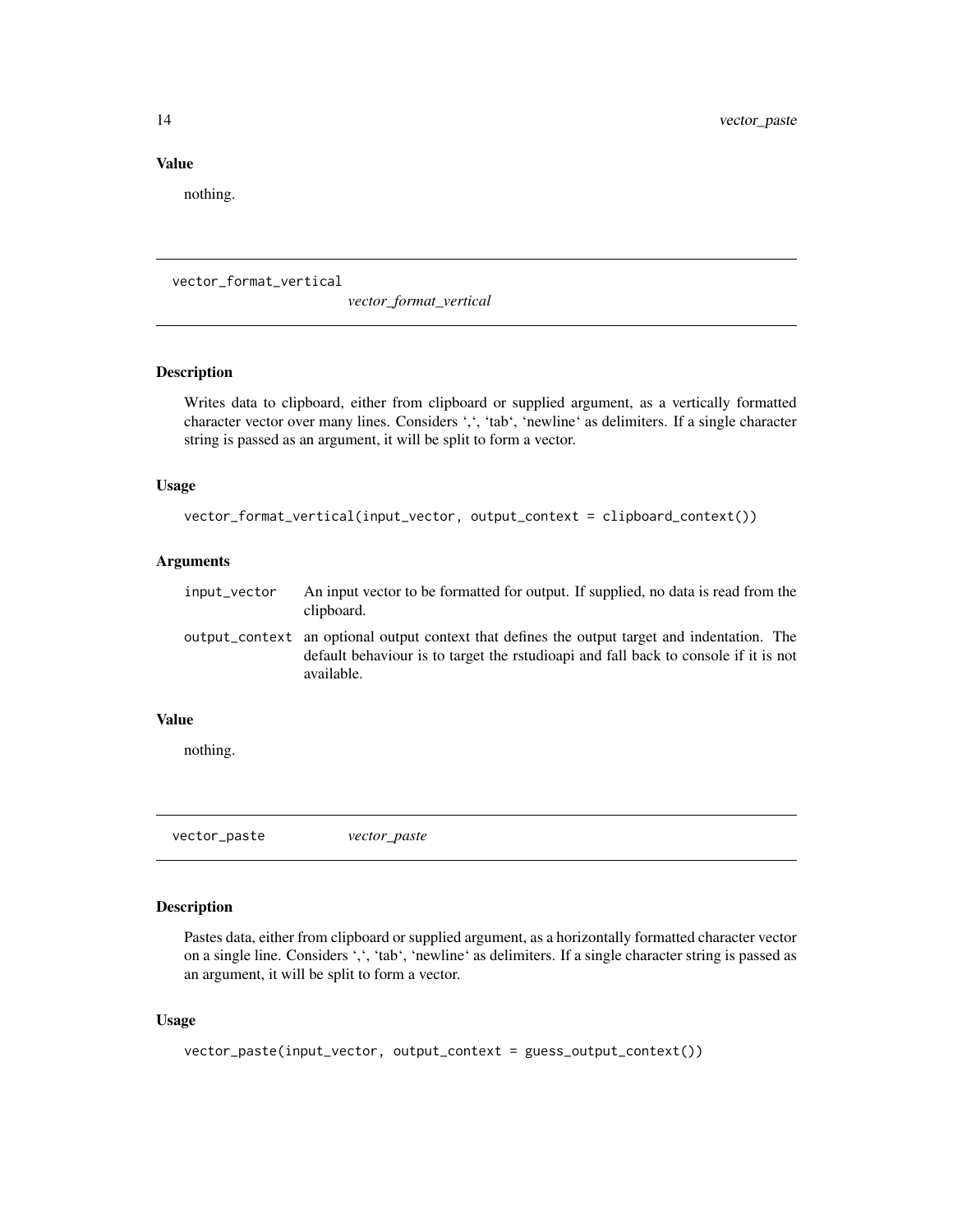### Value

nothing.

---

## vector_format_vertical

*vector_format_vertical*

### Description

Writes data to clipboard, either from clipboard or supplied argument, as a vertically formatted character vector over many lines. Considers ‘,‘, ‘tab‘, ‘newline‘ as delimiters. If a single character string is passed as an argument, it will be split to form a vector.

### Usage

```
vector_format_vertical(input_vector, output_context = clipboard_context())
```

### Arguments

| | |
|---|---|
| `input_vector` | An input vector to be formatted for output. If supplied, no data is read from the clipboard. |
| `output_context` | an optional output context that defines the output target and indentation. The default behaviour is to target the rstudioapi and fall back to console if it is not available. |

### Value

nothing.

---

## vector_paste

*vector_paste*

### Description

Pastes data, either from clipboard or supplied argument, as a horizontally formatted character vector on a single line. Considers ‘,‘, ‘tab‘, ‘newline‘ as delimiters. If a single character string is passed as an argument, it will be split to form a vector.

### Usage

```
vector_paste(input_vector, output_context = guess_output_context())
```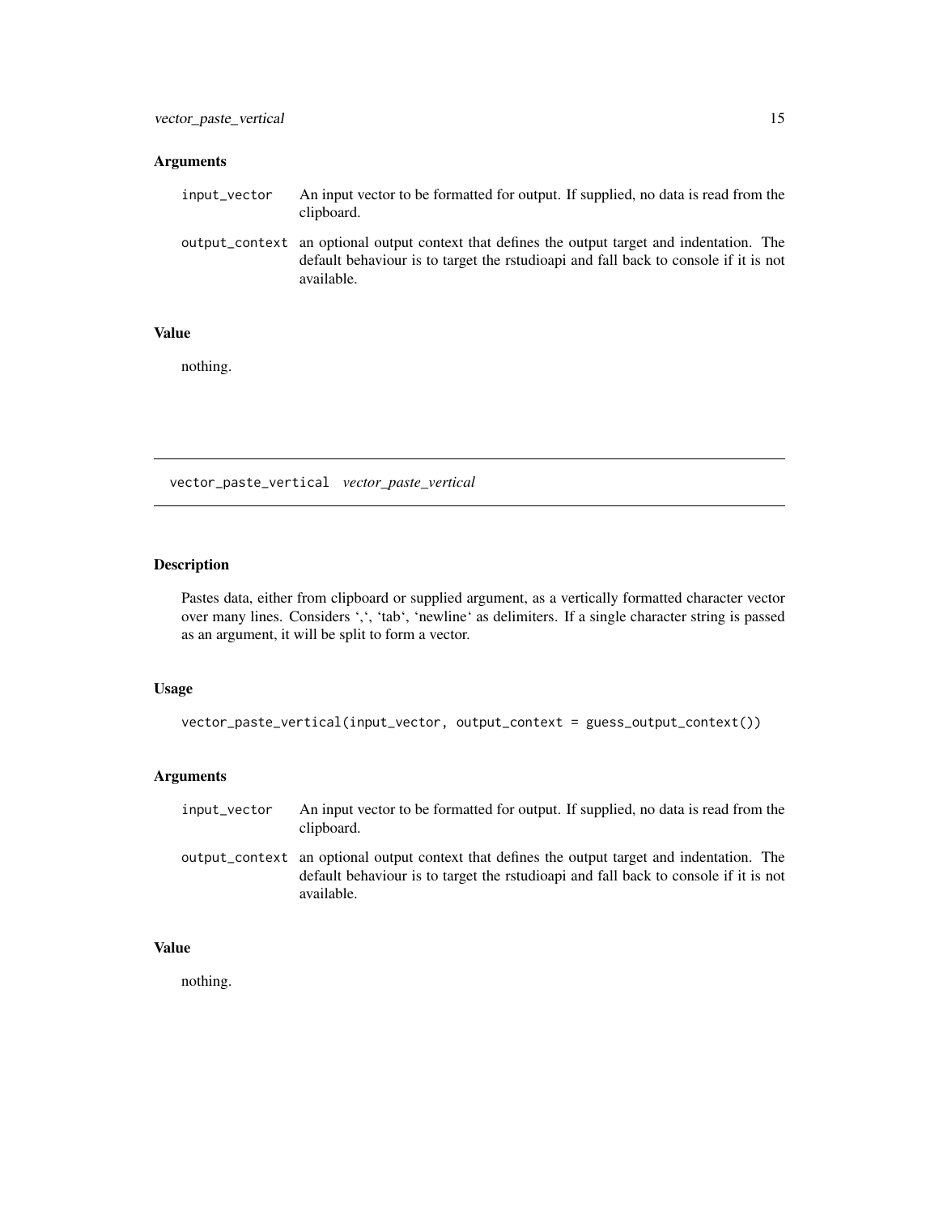### Arguments

| | |
|---|---|
| input_vector | An input vector to be formatted for output. If supplied, no data is read from the clipboard. |
| output_context | an optional output context that defines the output target and indentation. The default behaviour is to target the rstudioapi and fall back to console if it is not available. |

### Value

nothing.

---

## vector_paste_vertical *vector_paste_vertical*

### Description

Pastes data, either from clipboard or supplied argument, as a vertically formatted character vector over many lines. Considers ',', 'tab', 'newline' as delimiters. If a single character string is passed as an argument, it will be split to form a vector.

### Usage

```
vector_paste_vertical(input_vector, output_context = guess_output_context())
```

### Arguments

| | |
|---|---|
| input_vector | An input vector to be formatted for output. If supplied, no data is read from the clipboard. |
| output_context | an optional output context that defines the output target and indentation. The default behaviour is to target the rstudioapi and fall back to console if it is not available. |

### Value

nothing.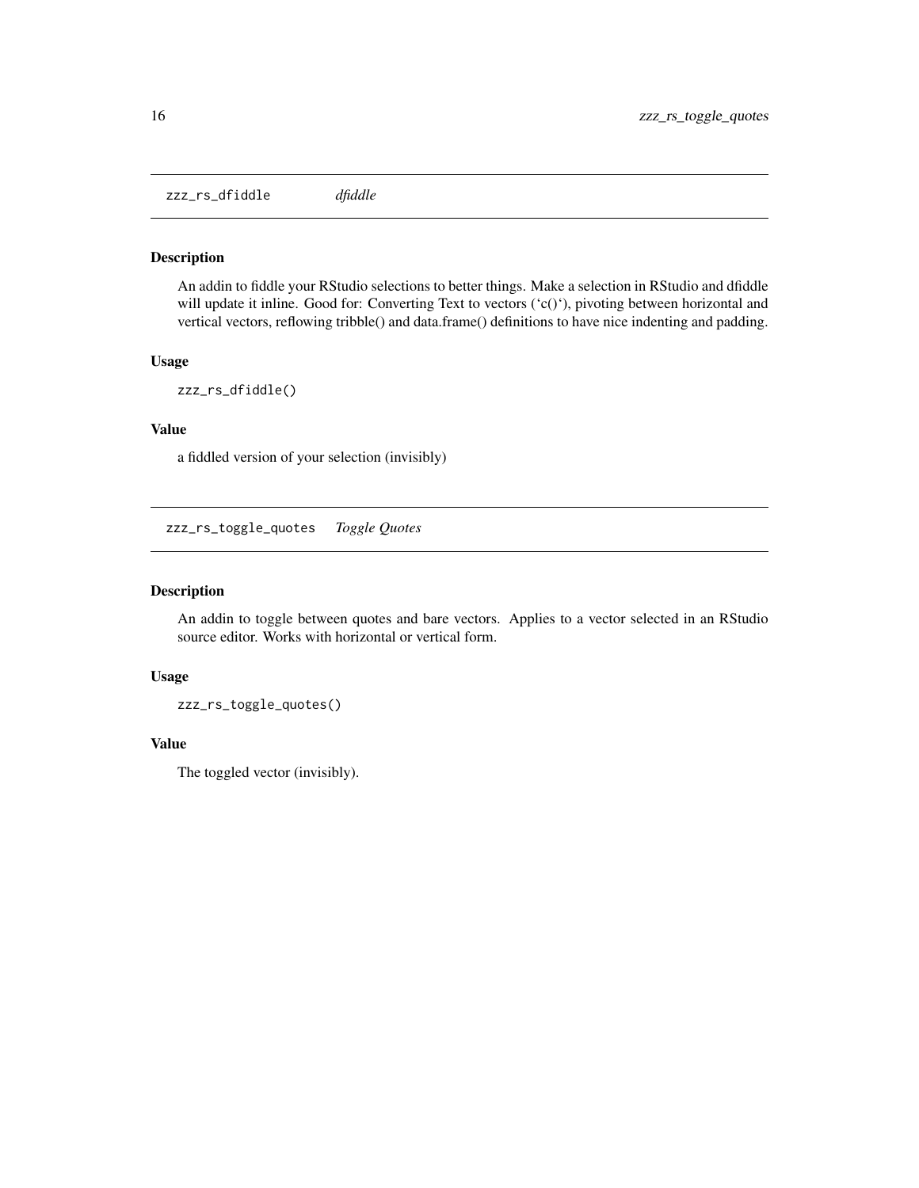## zzz_rs_dfiddle *dfiddle*

### Description

An addin to fiddle your RStudio selections to better things. Make a selection in RStudio and dfiddle will update it inline. Good for: Converting Text to vectors ('c()'), pivoting between horizontal and vertical vectors, reflowing tribble() and data.frame() definitions to have nice indenting and padding.

### Usage

```
zzz_rs_dfiddle()
```

### Value

a fiddled version of your selection (invisibly)

## zzz_rs_toggle_quotes *Toggle Quotes*

### Description

An addin to toggle between quotes and bare vectors. Applies to a vector selected in an RStudio source editor. Works with horizontal or vertical form.

### Usage

```
zzz_rs_toggle_quotes()
```

### Value

The toggled vector (invisibly).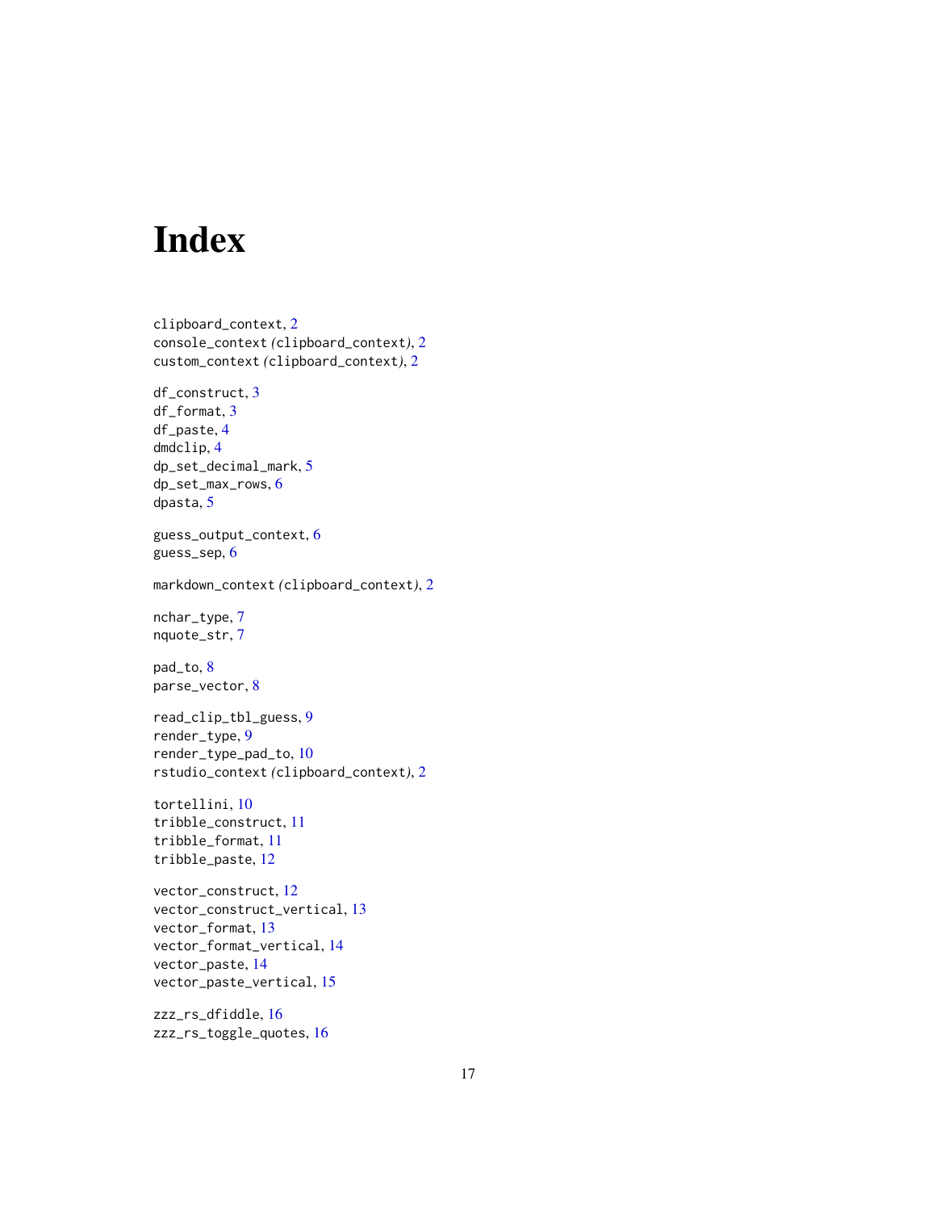# Index

clipboard_context, 2
console_context (clipboard_context), 2
custom_context (clipboard_context), 2

df_construct, 3
df_format, 3
df_paste, 4
dmdclip, 4
dp_set_decimal_mark, 5
dp_set_max_rows, 6
dpasta, 5

guess_output_context, 6
guess_sep, 6

markdown_context (clipboard_context), 2

nchar_type, 7
nquote_str, 7

pad_to, 8
parse_vector, 8

read_clip_tbl_guess, 9
render_type, 9
render_type_pad_to, 10
rstudio_context (clipboard_context), 2

tortellini, 10
tribble_construct, 11
tribble_format, 11
tribble_paste, 12

vector_construct, 12
vector_construct_vertical, 13
vector_format, 13
vector_format_vertical, 14
vector_paste, 14
vector_paste_vertical, 15

zzz_rs_dfiddle, 16
zzz_rs_toggle_quotes, 16